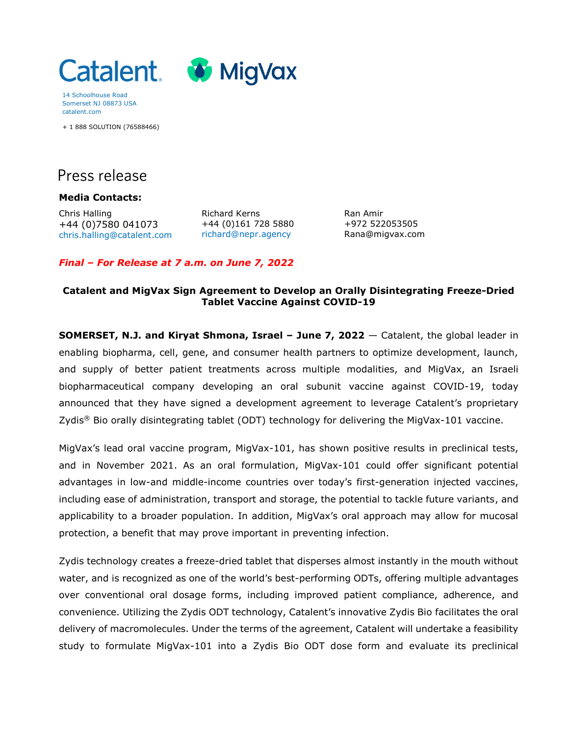Catalent MigVax

14 Schoolhouse Road
Somerset NJ 08873 USA
catalent.com

+ 1 888 SOLUTION (76588466)

# Press release

**Media Contacts:**

Chris Halling
+44 (0)7580 041073
chris.halling@catalent.com

Richard Kerns
+44 (0)161 728 5880
richard@nepr.agency

Ran Amir
+972 522053505
Rana@migvax.com

***Final – For Release at 7 a.m. on June 7, 2022***

**Catalent and MigVax Sign Agreement to Develop an Orally Disintegrating Freeze-Dried Tablet Vaccine Against COVID-19**

**SOMERSET, N.J. and Kiryat Shmona, Israel – June 7, 2022** — Catalent, the global leader in enabling biopharma, cell, gene, and consumer health partners to optimize development, launch, and supply of better patient treatments across multiple modalities, and MigVax, an Israeli biopharmaceutical company developing an oral subunit vaccine against COVID-19, today announced that they have signed a development agreement to leverage Catalent's proprietary Zydis® Bio orally disintegrating tablet (ODT) technology for delivering the MigVax-101 vaccine.

MigVax's lead oral vaccine program, MigVax-101, has shown positive results in preclinical tests, and in November 2021. As an oral formulation, MigVax-101 could offer significant potential advantages in low-and middle-income countries over today's first-generation injected vaccines, including ease of administration, transport and storage, the potential to tackle future variants, and applicability to a broader population. In addition, MigVax's oral approach may allow for mucosal protection, a benefit that may prove important in preventing infection.

Zydis technology creates a freeze-dried tablet that disperses almost instantly in the mouth without water, and is recognized as one of the world's best-performing ODTs, offering multiple advantages over conventional oral dosage forms, including improved patient compliance, adherence, and convenience. Utilizing the Zydis ODT technology, Catalent's innovative Zydis Bio facilitates the oral delivery of macromolecules. Under the terms of the agreement, Catalent will undertake a feasibility study to formulate MigVax-101 into a Zydis Bio ODT dose form and evaluate its preclinical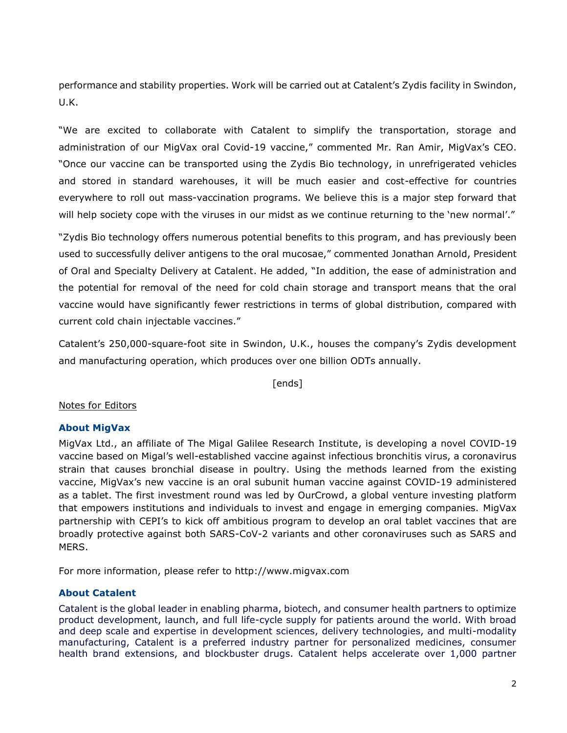performance and stability properties. Work will be carried out at Catalent's Zydis facility in Swindon, U.K.

"We are excited to collaborate with Catalent to simplify the transportation, storage and administration of our MigVax oral Covid-19 vaccine," commented Mr. Ran Amir, MigVax's CEO. "Once our vaccine can be transported using the Zydis Bio technology, in unrefrigerated vehicles and stored in standard warehouses, it will be much easier and cost-effective for countries everywhere to roll out mass-vaccination programs. We believe this is a major step forward that will help society cope with the viruses in our midst as we continue returning to the 'new normal'."

"Zydis Bio technology offers numerous potential benefits to this program, and has previously been used to successfully deliver antigens to the oral mucosae," commented Jonathan Arnold, President of Oral and Specialty Delivery at Catalent. He added, "In addition, the ease of administration and the potential for removal of the need for cold chain storage and transport means that the oral vaccine would have significantly fewer restrictions in terms of global distribution, compared with current cold chain injectable vaccines."

Catalent's 250,000-square-foot site in Swindon, U.K., houses the company's Zydis development and manufacturing operation, which produces over one billion ODTs annually.

[ends]

Notes for Editors

### About MigVax

MigVax Ltd., an affiliate of The Migal Galilee Research Institute, is developing a novel COVID-19 vaccine based on Migal's well-established vaccine against infectious bronchitis virus, a coronavirus strain that causes bronchial disease in poultry. Using the methods learned from the existing vaccine, MigVax's new vaccine is an oral subunit human vaccine against COVID-19 administered as a tablet. The first investment round was led by OurCrowd, a global venture investing platform that empowers institutions and individuals to invest and engage in emerging companies. MigVax partnership with CEPI's to kick off ambitious program to develop an oral tablet vaccines that are broadly protective against both SARS-CoV-2 variants and other coronaviruses such as SARS and MERS.

For more information, please refer to http://www.migvax.com

### About Catalent

Catalent is the global leader in enabling pharma, biotech, and consumer health partners to optimize product development, launch, and full life-cycle supply for patients around the world. With broad and deep scale and expertise in development sciences, delivery technologies, and multi-modality manufacturing, Catalent is a preferred industry partner for personalized medicines, consumer health brand extensions, and blockbuster drugs. Catalent helps accelerate over 1,000 partner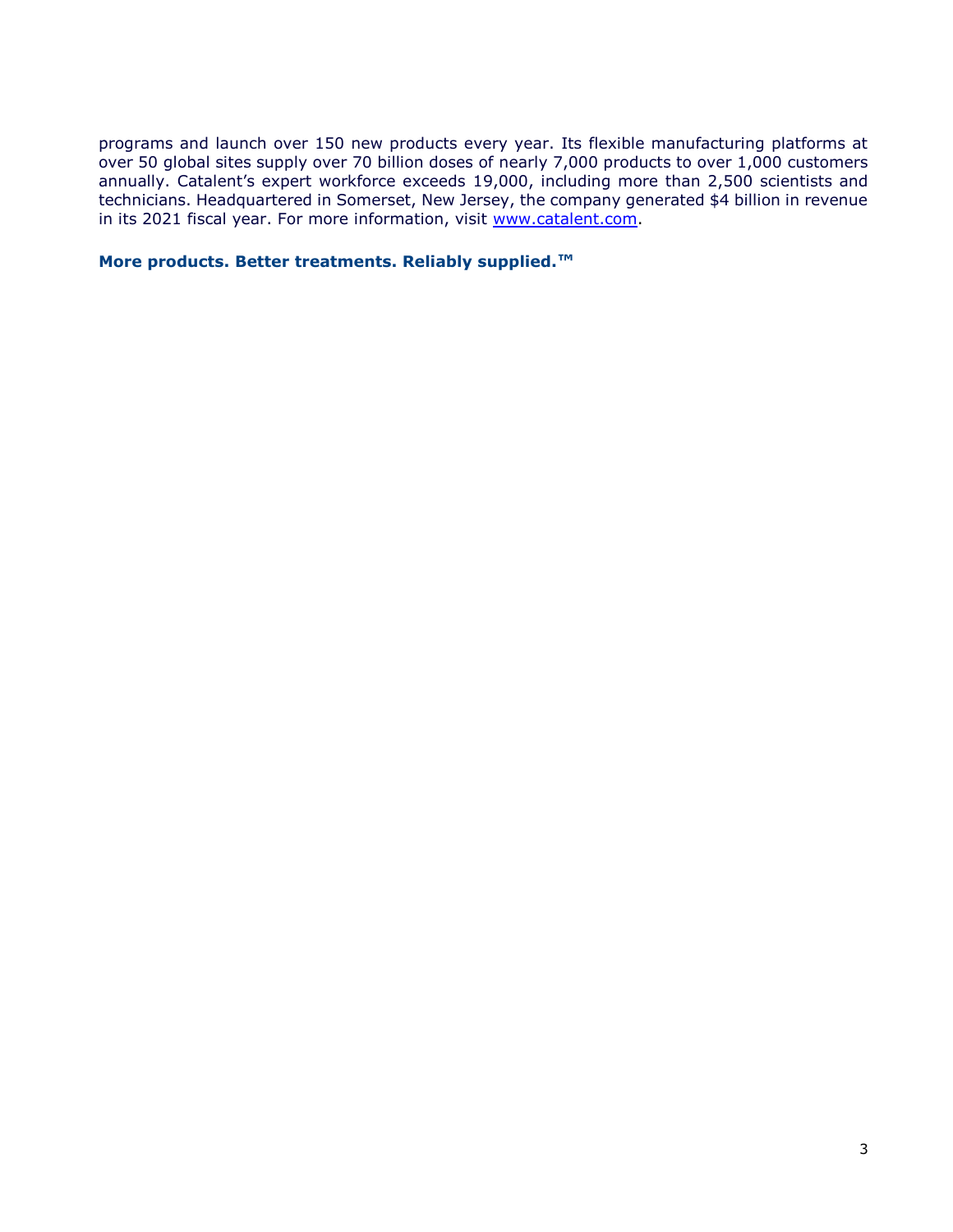programs and launch over 150 new products every year. Its flexible manufacturing platforms at over 50 global sites supply over 70 billion doses of nearly 7,000 products to over 1,000 customers annually. Catalent's expert workforce exceeds 19,000, including more than 2,500 scientists and technicians. Headquartered in Somerset, New Jersey, the company generated $4 billion in revenue in its 2021 fiscal year. For more information, visit [www.catalent.com](http://www.catalent.com).

**More products. Better treatments. Reliably supplied.™**